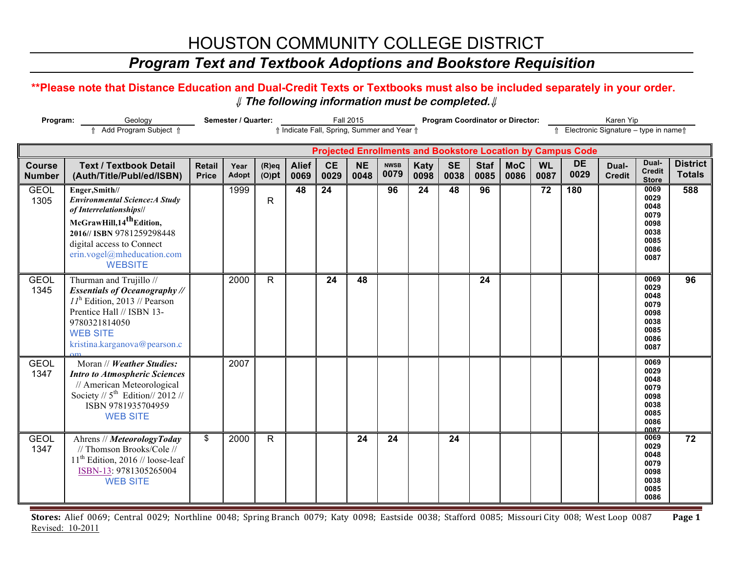# HOUSTON COMMUNITY COLLEGE DISTRICT

## *Program Text and Textbook Adoptions and Bookstore Requisition*

**\*\*Please note that Distance Education and Dual-Credit Texts or Textbooks must also be included separately in your order.**

***⇓ The following information must be completed.⇓***

**Program:** Geology (⇑ Add Program Subject ⇑) **Semester / Quarter:** Fall 2015 (⇑ Indicate Fall, Spring, Summer and Year ⇑) **Program Coordinator or Director:** Karen Yip (⇑ Electronic Signature – type in name⇑)

| | | | | | Projected Enrollments and Bookstore Location by Campus Code | | | | | | | | | | | | |
|---|---|---|---|---|---|---|---|---|---|---|---|---|---|---|---|---|---|
| **Course Number** | **Text / Textbook Detail (Auth/Title/Publ/ed/ISBN)** | **Retail Price** | **Year Adopt** | **(R)eq (O)pt** | **Alief 0069** | **CE 0029** | **NE 0048** | **NWSB 0079** | **Katy 0098** | **SE 0038** | **Staf 0085** | **MoC 0086** | **WL 0087** | **DE 0029** | **Dual-Credit** | **Dual-Credit Store** | **District Totals** |
| GEOL 1305 | **Enger,Smith// *Environmental Science:A Study of Interrelationships*// McGrawHill,14th Edition, 2016// ISBN** 9781259298448 digital access to Connect erin.vogel@mheducation.com WEBSITE | | 1999 | R | **48** | **24** | | **96** | **24** | **48** | **96** | | **72** | **180** | | 0069 0029 0048 0079 0098 0038 0085 0086 0087 | **588** |
| GEOL 1345 | Thurman and Trujillo // ***Essentials of Oceanography //*** *11*th Edition, 2013 // Pearson Prentice Hall // ISBN 13-9780321814050 WEB SITE kristina.karganova@pearson.com | | 2000 | R | | **24** | **48** | | | | **24** | | | | | 0069 0029 0048 0079 0098 0038 0085 0086 0087 | **96** |
| GEOL 1347 | Moran // ***Weather Studies: Intro to Atmospheric Sciences*** // American Meteorological Society // 5th Edition// 2012 // ISBN 9781935704959 WEB SITE | | 2007 | | | | | | | | | | | | | 0069 0029 0048 0079 0098 0038 0085 0086 0087 | |
| GEOL 1347 | Ahrens // ***MeteorologyToday*** // Thomson Brooks/Cole // 11th Edition, 2016 // loose-leaf ISBN-13: 9781305265004 WEB SITE | $ | 2000 | R | | | **24** | **24** | | **24** | | | | | | 0069 0029 0048 0079 0098 0038 0085 0086 | **72** |

**Stores:** Alief 0069; Central 0029; Northline 0048; Spring Branch 0079; Katy 0098; Eastside 0038; Stafford 0085; Missouri City 008; West Loop 0087

Revised: 10-2011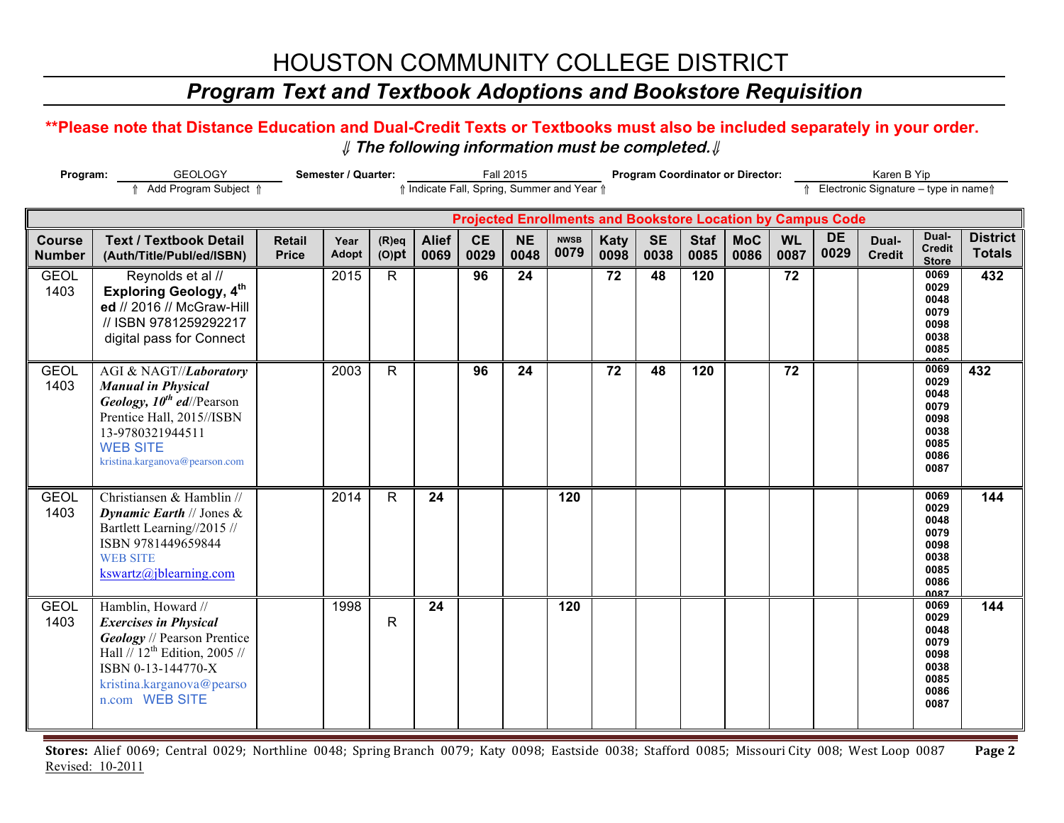# HOUSTON COMMUNITY COLLEGE DISTRICT

## *Program Text and Textbook Adoptions and Bookstore Requisition*

**\*\*Please note that Distance Education and Dual-Credit Texts or Textbooks must also be included separately in your order.**

***⇓ The following information must be completed.⇓***

**Program:** GEOLOGY
⇑ Add Program Subject ⇑

**Semester / Quarter:** Fall 2015
⇑ Indicate Fall, Spring, Summer and Year ⇑

**Program Coordinator or Director:** Karen B Yip
⇑ Electronic Signature – type in name⇑

| | | | | | Projected Enrollments and Bookstore Location by Campus Code | | | | | | | | | | | | |
|---|---|---|---|---|---|---|---|---|---|---|---|---|---|---|---|---|---|
| **Course Number** | **Text / Textbook Detail (Auth/Title/Publ/ed/ISBN)** | **Retail Price** | **Year Adopt** | **(R)eq (O)pt** | **Alief 0069** | **CE 0029** | **NE 0048** | **NWSB 0079** | **Katy 0098** | **SE 0038** | **Staf 0085** | **MoC 0086** | **WL 0087** | **DE 0029** | **Dual-Credit** | **Dual-Credit Store** | **District Totals** |
| GEOL 1403 | Reynolds et al // **Exploring Geology, 4th ed** // 2016 // McGraw-Hill // ISBN 9781259292217 digital pass for Connect | | 2015 | R | | 96 | 24 | | 72 | 48 | 120 | | 72 | | | 0069 0029 0048 0079 0098 0038 0085 0086 | 432 |
| GEOL 1403 | AGI & NAGT//***Laboratory Manual in Physical Geology, 10th ed***//Pearson Prentice Hall, 2015//ISBN 13-9780321944511 WEB SITE kristina.karganova@pearson.com | | 2003 | R | | 96 | 24 | | 72 | 48 | 120 | | 72 | | | 0069 0029 0048 0079 0098 0038 0085 0086 0087 | 432 |
| GEOL 1403 | Christiansen & Hamblin // ***Dynamic Earth*** // Jones & Bartlett Learning//2015 // ISBN 9781449659844 WEB SITE kswartz@jblearning.com | | 2014 | R | 24 | | | 120 | | | | | | | | 0069 0029 0048 0079 0098 0038 0085 0086 0087 | 144 |
| GEOL 1403 | Hamblin, Howard // ***Exercises in Physical Geology*** // Pearson Prentice Hall // 12th Edition, 2005 // ISBN 0-13-144770-X kristina.karganova@pearson.com WEB SITE | | 1998 | R | 24 | | | 120 | | | | | | | | 0069 0029 0048 0079 0098 0038 0085 0086 0087 | 144 |

**Stores:** Alief 0069; Central 0029; Northline 0048; Spring Branch 0079; Katy 0098; Eastside 0038; Stafford 0085; Missouri City 008; West Loop 0087

Revised: 10-2011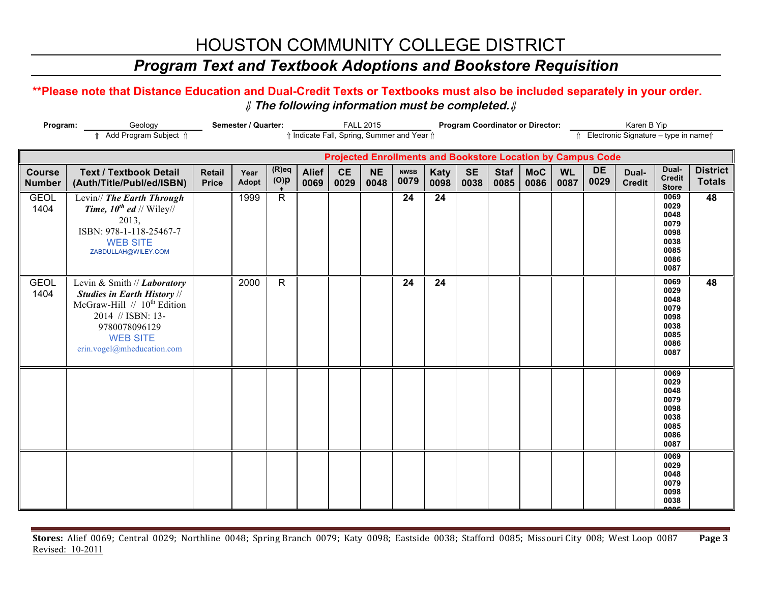# HOUSTON COMMUNITY COLLEGE DISTRICT

## *Program Text and Textbook Adoptions and Bookstore Requisition*

**\*\*Please note that Distance Education and Dual-Credit Texts or Textbooks must also be included separately in your order.**

***⇓ The following information must be completed.⇓***

**Program:** Geology
⇑ Add Program Subject ⇑

**Semester / Quarter:** FALL 2015
⇑ Indicate Fall, Spring, Summer and Year ⇑

**Program Coordinator or Director:** Karen B Yip
⇑ Electronic Signature – type in name⇑

| | | | | | Projected Enrollments and Bookstore Location by Campus Code | | | | | | | | | | | | |
|---|---|---|---|---|---|---|---|---|---|---|---|---|---|---|---|---|---|
| **Course Number** | **Text / Textbook Detail (Auth/Title/Publ/ed/ISBN)** | **Retail Price** | **Year Adopt** | **(R)eq (O)pt** | **Alief 0069** | **CE 0029** | **NE 0048** | **NWSB 0079** | **Katy 0098** | **SE 0038** | **Staf 0085** | **MoC 0086** | **WL 0087** | **DE 0029** | **Dual-Credit** | **Dual-Credit Store** | **District Totals** |
| GEOL 1404 | Levin// ***The Earth Through Time, 10th ed*** // Wiley// 2013, ISBN: 978-1-118-25467-7 WEB SITE ZABDULLAH@WILEY.COM | | 1999 | R | | | | **24** | **24** | | | | | | | 0069 0029 0048 0079 0098 0038 0085 0086 0087 | **48** |
| GEOL 1404 | Levin & Smith // ***Laboratory Studies in Earth History*** // McGraw-Hill // 10th Edition 2014 // ISBN: 13-9780078096129 WEB SITE erin.vogel@mheducation.com | | 2000 | R | | | | **24** | **24** | | | | | | | 0069 0029 0048 0079 0098 0038 0085 0086 0087 | **48** |
| | | | | | | | | | | | | | | | | 0069 0029 0048 0079 0098 0038 0085 0086 0087 | |
| | | | | | | | | | | | | | | | | 0069 0029 0048 0079 0098 0038 | |

**Stores:** Alief 0069; Central 0029; Northline 0048; Spring Branch 0079; Katy 0098; Eastside 0038; Stafford 0085; Missouri City 008; West Loop 0087

Revised: 10-2011